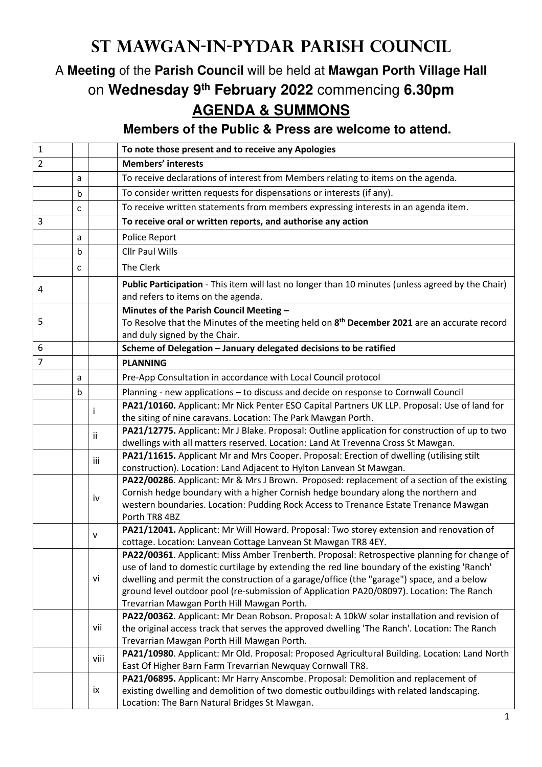# ST MAWGAN-IN-PYDAR PARISH COUNCIL

## A **Meeting** of the **Parish Council** will be held at **Mawgan Porth Village Hall** on **Wednesday 9th February 2022** commencing **6.30pm**

## **AGENDA & SUMMONS**

### Members of the Public & Press are welcome to attend.

| | | | |
|---|---|---|---|
| 1 | | | **To note those present and to receive any Apologies** |
| 2 | | | **Members' interests** |
| | a | | To receive declarations of interest from Members relating to items on the agenda. |
| | b | | To consider written requests for dispensations or interests (if any). |
| | c | | To receive written statements from members expressing interests in an agenda item. |
| 3 | | | **To receive oral or written reports, and authorise any action** |
| | a | | Police Report |
| | b | | Cllr Paul Wills |
| | c | | The Clerk |
| 4 | | | **Public Participation** - This item will last no longer than 10 minutes (unless agreed by the Chair) and refers to items on the agenda. |
| 5 | | | **Minutes of the Parish Council Meeting –** To Resolve that the Minutes of the meeting held on **8th December 2021** are an accurate record and duly signed by the Chair. |
| 6 | | | **Scheme of Delegation – January delegated decisions to be ratified** |
| 7 | | | **PLANNING** |
| | a | | Pre-App Consultation in accordance with Local Council protocol |
| | b | | Planning - new applications – to discuss and decide on response to Cornwall Council |
| | | i | **PA21/10160.** Applicant: Mr Nick Penter ESO Capital Partners UK LLP. Proposal: Use of land for the siting of nine caravans. Location: The Park Mawgan Porth. |
| | | ii | **PA21/12775.** Applicant: Mr J Blake. Proposal: Outline application for construction of up to two dwellings with all matters reserved. Location: Land At Trevenna Cross St Mawgan. |
| | | iii | **PA21/11615.** Applicant Mr and Mrs Cooper. Proposal: Erection of dwelling (utilising stilt construction). Location: Land Adjacent to Hylton Lanvean St Mawgan. |
| | | iv | **PA22/00286**. Applicant: Mr & Mrs J Brown. Proposed: replacement of a section of the existing Cornish hedge boundary with a higher Cornish hedge boundary along the northern and western boundaries. Location: Pudding Rock Access to Trenance Estate Trenance Mawgan Porth TR8 4BZ |
| | | v | **PA21/12041.** Applicant: Mr Will Howard. Proposal: Two storey extension and renovation of cottage. Location: Lanvean Cottage Lanvean St Mawgan TR8 4EY. |
| | | vi | **PA22/00361**. Applicant: Miss Amber Trenberth. Proposal: Retrospective planning for change of use of land to domestic curtilage by extending the red line boundary of the existing 'Ranch' dwelling and permit the construction of a garage/office (the "garage") space, and a below ground level outdoor pool (re-submission of Application PA20/08097). Location: The Ranch Trevarrian Mawgan Porth Hill Mawgan Porth. |
| | | vii | **PA22/00362**. Applicant: Mr Dean Robson. Proposal: A 10kW solar installation and revision of the original access track that serves the approved dwelling 'The Ranch'. Location: The Ranch Trevarrian Mawgan Porth Hill Mawgan Porth. |
| | | viii | **PA21/10980**. Applicant: Mr Old. Proposal: Proposed Agricultural Building. Location: Land North East Of Higher Barn Farm Trevarrian Newquay Cornwall TR8. |
| | | ix | **PA21/06895.** Applicant: Mr Harry Anscombe. Proposal: Demolition and replacement of existing dwelling and demolition of two domestic outbuildings with related landscaping. Location: The Barn Natural Bridges St Mawgan. |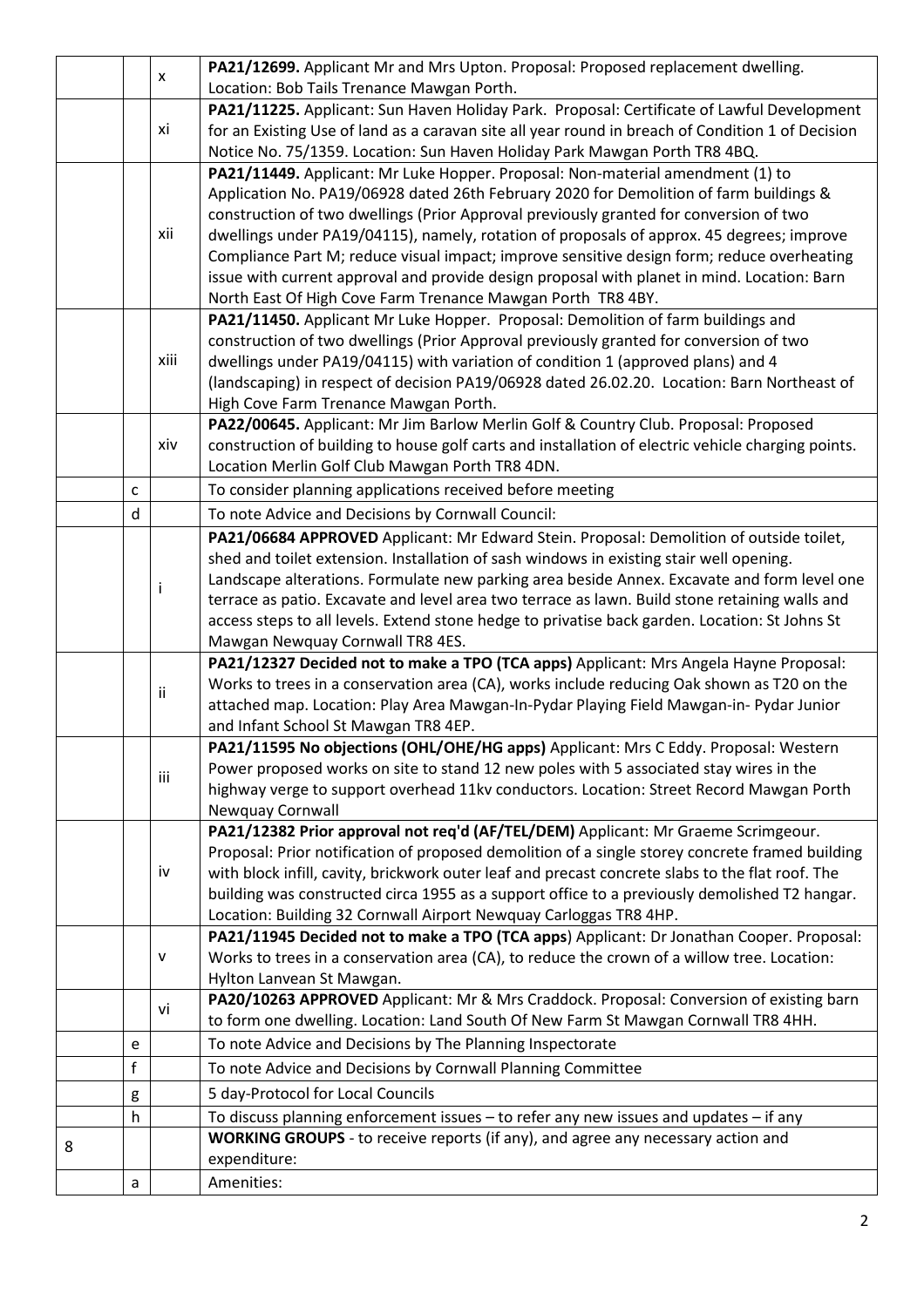| | | | |
|---|---|---|---|
| | | x | **PA21/12699.** Applicant Mr and Mrs Upton. Proposal: Proposed replacement dwelling. Location: Bob Tails Trenance Mawgan Porth. |
| | | xi | **PA21/11225.** Applicant: Sun Haven Holiday Park. Proposal: Certificate of Lawful Development for an Existing Use of land as a caravan site all year round in breach of Condition 1 of Decision Notice No. 75/1359. Location: Sun Haven Holiday Park Mawgan Porth TR8 4BQ. |
| | | xii | **PA21/11449.** Applicant: Mr Luke Hopper. Proposal: Non-material amendment (1) to Application No. PA19/06928 dated 26th February 2020 for Demolition of farm buildings & construction of two dwellings (Prior Approval previously granted for conversion of two dwellings under PA19/04115), namely, rotation of proposals of approx. 45 degrees; improve Compliance Part M; reduce visual impact; improve sensitive design form; reduce overheating issue with current approval and provide design proposal with planet in mind. Location: Barn North East Of High Cove Farm Trenance Mawgan Porth TR8 4BY. |
| | | xiii | **PA21/11450.** Applicant Mr Luke Hopper. Proposal: Demolition of farm buildings and construction of two dwellings (Prior Approval previously granted for conversion of two dwellings under PA19/04115) with variation of condition 1 (approved plans) and 4 (landscaping) in respect of decision PA19/06928 dated 26.02.20. Location: Barn Northeast of High Cove Farm Trenance Mawgan Porth. |
| | | xiv | **PA22/00645.** Applicant: Mr Jim Barlow Merlin Golf & Country Club. Proposal: Proposed construction of building to house golf carts and installation of electric vehicle charging points. Location Merlin Golf Club Mawgan Porth TR8 4DN. |
| | c | | To consider planning applications received before meeting |
| | d | | To note Advice and Decisions by Cornwall Council: |
| | | i | **PA21/06684 APPROVED** Applicant: Mr Edward Stein. Proposal: Demolition of outside toilet, shed and toilet extension. Installation of sash windows in existing stair well opening. Landscape alterations. Formulate new parking area beside Annex. Excavate and form level one terrace as patio. Excavate and level area two terrace as lawn. Build stone retaining walls and access steps to all levels. Extend stone hedge to privatise back garden. Location: St Johns St Mawgan Newquay Cornwall TR8 4ES. |
| | | ii | **PA21/12327 Decided not to make a TPO (TCA apps)** Applicant: Mrs Angela Hayne Proposal: Works to trees in a conservation area (CA), works include reducing Oak shown as T20 on the attached map. Location: Play Area Mawgan-In-Pydar Playing Field Mawgan-in- Pydar Junior and Infant School St Mawgan TR8 4EP. |
| | | iii | **PA21/11595 No objections (OHL/OHE/HG apps)** Applicant: Mrs C Eddy. Proposal: Western Power proposed works on site to stand 12 new poles with 5 associated stay wires in the highway verge to support overhead 11kv conductors. Location: Street Record Mawgan Porth Newquay Cornwall |
| | | iv | **PA21/12382 Prior approval not req'd (AF/TEL/DEM)** Applicant: Mr Graeme Scrimgeour. Proposal: Prior notification of proposed demolition of a single storey concrete framed building with block infill, cavity, brickwork outer leaf and precast concrete slabs to the flat roof. The building was constructed circa 1955 as a support office to a previously demolished T2 hangar. Location: Building 32 Cornwall Airport Newquay Carloggas TR8 4HP. |
| | | v | **PA21/11945 Decided not to make a TPO (TCA apps**) Applicant: Dr Jonathan Cooper. Proposal: Works to trees in a conservation area (CA), to reduce the crown of a willow tree. Location: Hylton Lanvean St Mawgan. |
| | | vi | **PA20/10263 APPROVED** Applicant: Mr & Mrs Craddock. Proposal: Conversion of existing barn to form one dwelling. Location: Land South Of New Farm St Mawgan Cornwall TR8 4HH. |
| | e | | To note Advice and Decisions by The Planning Inspectorate |
| | f | | To note Advice and Decisions by Cornwall Planning Committee |
| | g | | 5 day-Protocol for Local Councils |
| | h | | To discuss planning enforcement issues – to refer any new issues and updates – if any |
| 8 | | | **WORKING GROUPS** - to receive reports (if any), and agree any necessary action and expenditure: |
| | a | | Amenities: |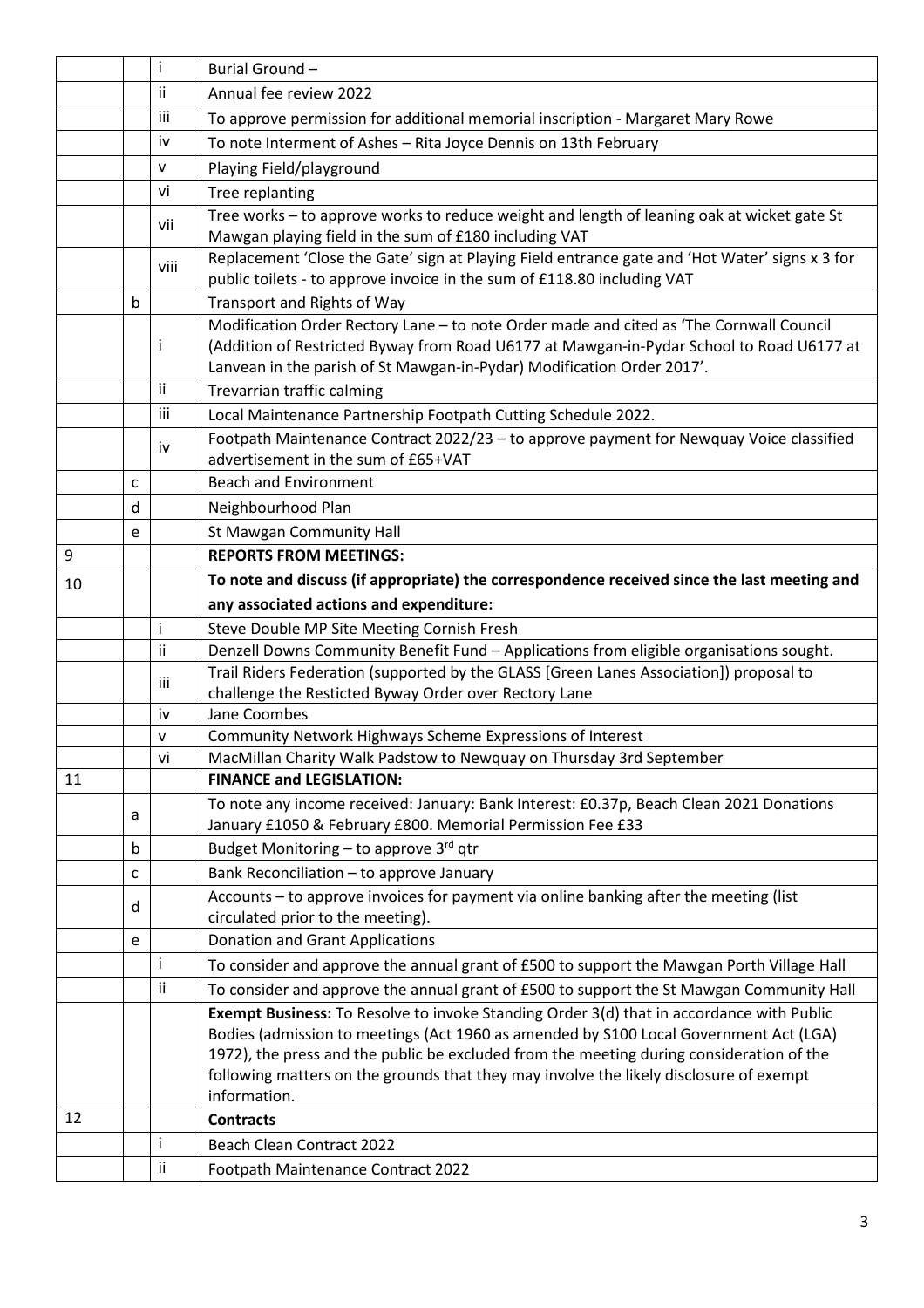| | | | |
|---|---|---|---|
| | | i | Burial Ground – |
| | | ii | Annual fee review 2022 |
| | | iii | To approve permission for additional memorial inscription - Margaret Mary Rowe |
| | | iv | To note Interment of Ashes – Rita Joyce Dennis on 13th February |
| | | v | Playing Field/playground |
| | | vi | Tree replanting |
| | | vii | Tree works – to approve works to reduce weight and length of leaning oak at wicket gate St Mawgan playing field in the sum of £180 including VAT |
| | | viii | Replacement 'Close the Gate' sign at Playing Field entrance gate and 'Hot Water' signs x 3 for public toilets - to approve invoice in the sum of £118.80 including VAT |
| | b | | Transport and Rights of Way |
| | | i | Modification Order Rectory Lane – to note Order made and cited as 'The Cornwall Council (Addition of Restricted Byway from Road U6177 at Mawgan-in-Pydar School to Road U6177 at Lanvean in the parish of St Mawgan-in-Pydar) Modification Order 2017'. |
| | | ii | Trevarrian traffic calming |
| | | iii | Local Maintenance Partnership Footpath Cutting Schedule 2022. |
| | | iv | Footpath Maintenance Contract 2022/23 – to approve payment for Newquay Voice classified advertisement in the sum of £65+VAT |
| | c | | Beach and Environment |
| | d | | Neighbourhood Plan |
| | e | | St Mawgan Community Hall |
| 9 | | | **REPORTS FROM MEETINGS:** |
| 10 | | | **To note and discuss (if appropriate) the correspondence received since the last meeting and any associated actions and expenditure:** |
| | | i | Steve Double MP Site Meeting Cornish Fresh |
| | | ii | Denzell Downs Community Benefit Fund – Applications from eligible organisations sought. |
| | | iii | Trail Riders Federation (supported by the GLASS [Green Lanes Association]) proposal to challenge the Resticted Byway Order over Rectory Lane |
| | | iv | Jane Coombes |
| | | v | Community Network Highways Scheme Expressions of Interest |
| | | vi | MacMillan Charity Walk Padstow to Newquay on Thursday 3rd September |
| 11 | | | **FINANCE and LEGISLATION:** |
| | a | | To note any income received: January: Bank Interest: £0.37p, Beach Clean 2021 Donations January £1050 & February £800. Memorial Permission Fee £33 |
| | b | | Budget Monitoring – to approve 3rd qtr |
| | c | | Bank Reconciliation – to approve January |
| | d | | Accounts – to approve invoices for payment via online banking after the meeting (list circulated prior to the meeting). |
| | e | | Donation and Grant Applications |
| | | i | To consider and approve the annual grant of £500 to support the Mawgan Porth Village Hall |
| | | ii | To consider and approve the annual grant of £500 to support the St Mawgan Community Hall |
| | | | **Exempt Business:** To Resolve to invoke Standing Order 3(d) that in accordance with Public Bodies (admission to meetings (Act 1960 as amended by S100 Local Government Act (LGA) 1972), the press and the public be excluded from the meeting during consideration of the following matters on the grounds that they may involve the likely disclosure of exempt information. |
| 12 | | | **Contracts** |
| | | i | Beach Clean Contract 2022 |
| | | ii | Footpath Maintenance Contract 2022 |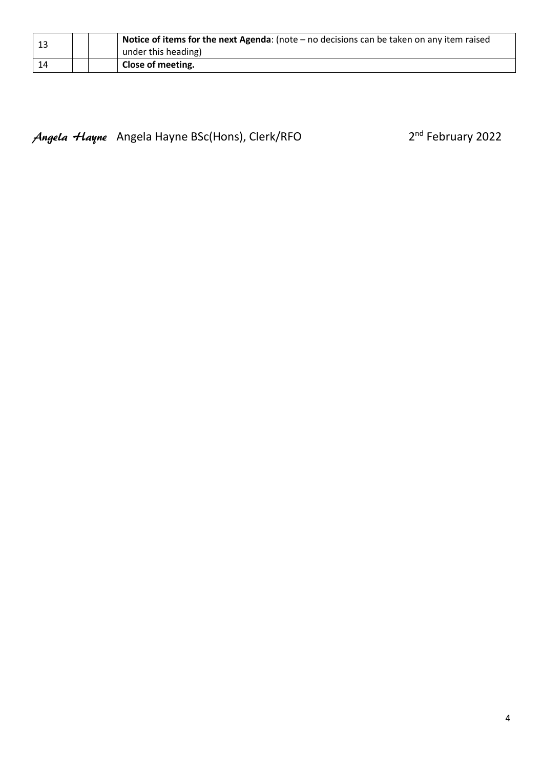| | | | |
|---|---|---|---|
| 13 | | | **Notice of items for the next Agenda**: (note – no decisions can be taken on any item raised under this heading) |
| 14 | | | **Close of meeting.** |

*Angela Hayne* Angela Hayne BSc(Hons), Clerk/RFO 2nd February 2022